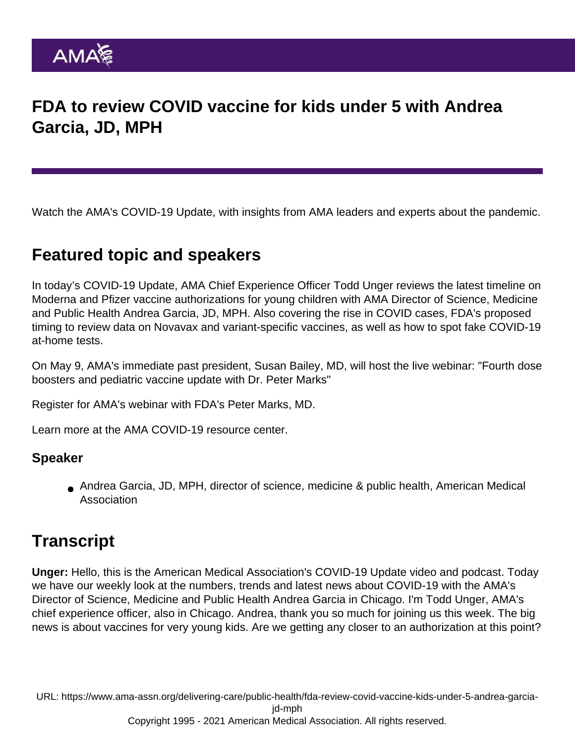# FDA to review COVID vaccine for kids under 5 with Andrea Garcia, JD, MPH

Watch the AMA's COVID-19 Update, with insights from AMA leaders and experts about the pandemic.

## Featured topic and speakers

In today's COVID-19 Update, AMA Chief Experience Officer Todd Unger reviews the latest timeline on Moderna and Pfizer vaccine authorizations for young children with AMA Director of Science, Medicine and Public Health Andrea Garcia, JD, MPH. Also covering the rise in COVID cases, FDA's proposed timing to review data on Novavax and variant-specific vaccines, as well as how to spot fake COVID-19 at-home tests.

On May 9, AMA's immediate past president, Susan Bailey, MD, will host the live webinar: "Fourth dose boosters and pediatric vaccine update with Dr. Peter Marks"

Register for AMA's webinar with FDA's Peter Marks, MD.

Learn more at the AMA COVID-19 resource center.

### Speaker

- Andrea Garcia, JD, MPH, director of science, medicine & public health, American Medical Association

## Transcript

**Unger:** Hello, this is the American Medical Association's COVID-19 Update video and podcast. Today we have our weekly look at the numbers, trends and latest news about COVID-19 with the AMA's Director of Science, Medicine and Public Health Andrea Garcia in Chicago. I'm Todd Unger, AMA's chief experience officer, also in Chicago. Andrea, thank you so much for joining us this week. The big news is about vaccines for very young kids. Are we getting any closer to an authorization at this point?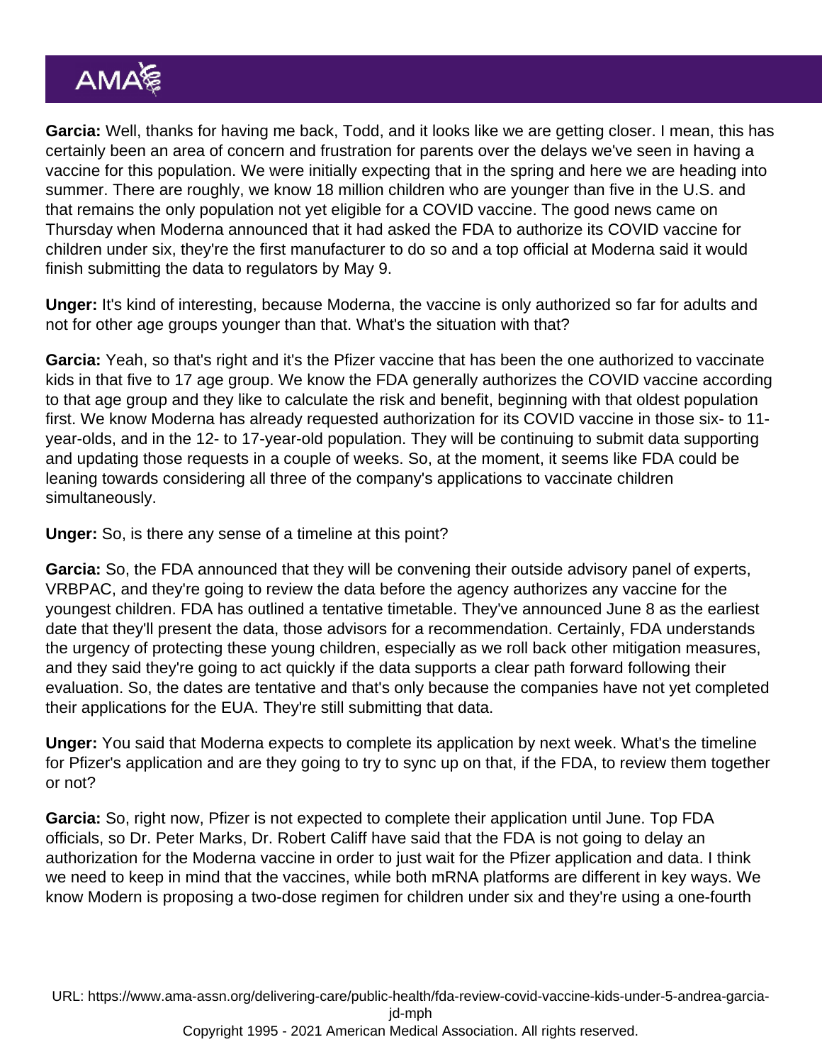**Garcia:** Well, thanks for having me back, Todd, and it looks like we are getting closer. I mean, this has certainly been an area of concern and frustration for parents over the delays we've seen in having a vaccine for this population. We were initially expecting that in the spring and here we are heading into summer. There are roughly, we know 18 million children who are younger than five in the U.S. and that remains the only population not yet eligible for a COVID vaccine. The good news came on Thursday when Moderna announced that it had asked the FDA to authorize its COVID vaccine for children under six, they're the first manufacturer to do so and a top official at Moderna said it would finish submitting the data to regulators by May 9.

**Unger:** It's kind of interesting, because Moderna, the vaccine is only authorized so far for adults and not for other age groups younger than that. What's the situation with that?

**Garcia:** Yeah, so that's right and it's the Pfizer vaccine that has been the one authorized to vaccinate kids in that five to 17 age group. We know the FDA generally authorizes the COVID vaccine according to that age group and they like to calculate the risk and benefit, beginning with that oldest population first. We know Moderna has already requested authorization for its COVID vaccine in those six- to 11-year-olds, and in the 12- to 17-year-old population. They will be continuing to submit data supporting and updating those requests in a couple of weeks. So, at the moment, it seems like FDA could be leaning towards considering all three of the company's applications to vaccinate children simultaneously.

**Unger:** So, is there any sense of a timeline at this point?

**Garcia:** So, the FDA announced that they will be convening their outside advisory panel of experts, VRBPAC, and they're going to review the data before the agency authorizes any vaccine for the youngest children. FDA has outlined a tentative timetable. They've announced June 8 as the earliest date that they'll present the data, those advisors for a recommendation. Certainly, FDA understands the urgency of protecting these young children, especially as we roll back other mitigation measures, and they said they're going to act quickly if the data supports a clear path forward following their evaluation. So, the dates are tentative and that's only because the companies have not yet completed their applications for the EUA. They're still submitting that data.

**Unger:** You said that Moderna expects to complete its application by next week. What's the timeline for Pfizer's application and are they going to try to sync up on that, if the FDA, to review them together or not?

**Garcia:** So, right now, Pfizer is not expected to complete their application until June. Top FDA officials, so Dr. Peter Marks, Dr. Robert Califf have said that the FDA is not going to delay an authorization for the Moderna vaccine in order to just wait for the Pfizer application and data. I think we need to keep in mind that the vaccines, while both mRNA platforms are different in key ways. We know Modern is proposing a two-dose regimen for children under six and they're using a one-fourth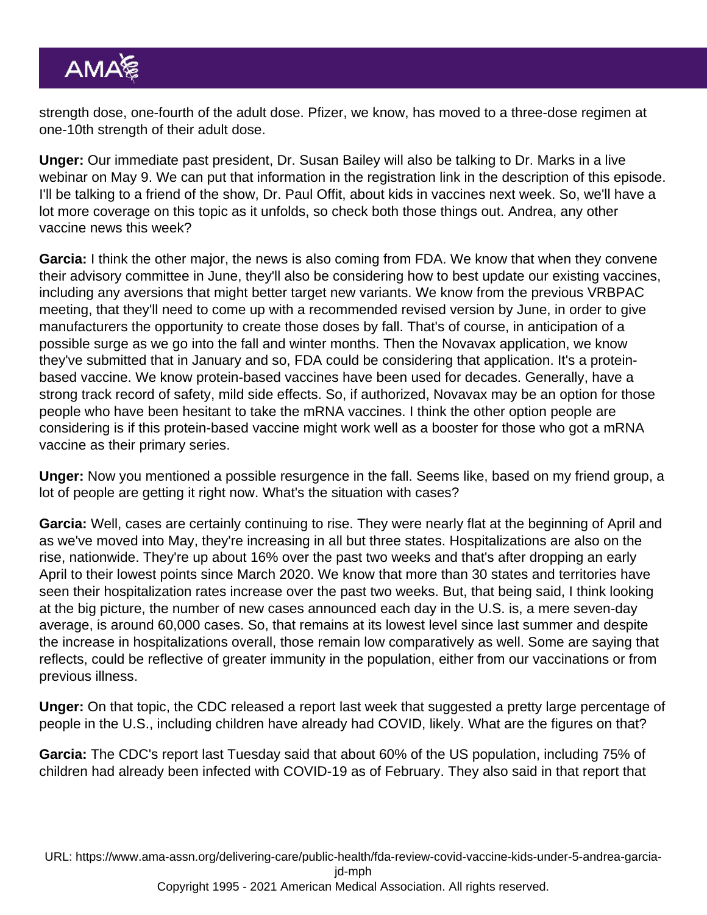strength dose, one-fourth of the adult dose. Pfizer, we know, has moved to a three-dose regimen at one-10th strength of their adult dose.

**Unger:** Our immediate past president, Dr. Susan Bailey will also be talking to Dr. Marks in a live webinar on May 9. We can put that information in the registration link in the description of this episode. I'll be talking to a friend of the show, Dr. Paul Offit, about kids in vaccines next week. So, we'll have a lot more coverage on this topic as it unfolds, so check both those things out. Andrea, any other vaccine news this week?

**Garcia:** I think the other major, the news is also coming from FDA. We know that when they convene their advisory committee in June, they'll also be considering how to best update our existing vaccines, including any aversions that might better target new variants. We know from the previous VRBPAC meeting, that they'll need to come up with a recommended revised version by June, in order to give manufacturers the opportunity to create those doses by fall. That's of course, in anticipation of a possible surge as we go into the fall and winter months. Then the Novavax application, we know they've submitted that in January and so, FDA could be considering that application. It's a protein-based vaccine. We know protein-based vaccines have been used for decades. Generally, have a strong track record of safety, mild side effects. So, if authorized, Novavax may be an option for those people who have been hesitant to take the mRNA vaccines. I think the other option people are considering is if this protein-based vaccine might work well as a booster for those who got a mRNA vaccine as their primary series.

**Unger:** Now you mentioned a possible resurgence in the fall. Seems like, based on my friend group, a lot of people are getting it right now. What's the situation with cases?

**Garcia:** Well, cases are certainly continuing to rise. They were nearly flat at the beginning of April and as we've moved into May, they're increasing in all but three states. Hospitalizations are also on the rise, nationwide. They're up about 16% over the past two weeks and that's after dropping an early April to their lowest points since March 2020. We know that more than 30 states and territories have seen their hospitalization rates increase over the past two weeks. But, that being said, I think looking at the big picture, the number of new cases announced each day in the U.S. is, a mere seven-day average, is around 60,000 cases. So, that remains at its lowest level since last summer and despite the increase in hospitalizations overall, those remain low comparatively as well. Some are saying that reflects, could be reflective of greater immunity in the population, either from our vaccinations or from previous illness.

**Unger:** On that topic, the CDC released a report last week that suggested a pretty large percentage of people in the U.S., including children have already had COVID, likely. What are the figures on that?

**Garcia:** The CDC's report last Tuesday said that about 60% of the US population, including 75% of children had already been infected with COVID-19 as of February. They also said in that report that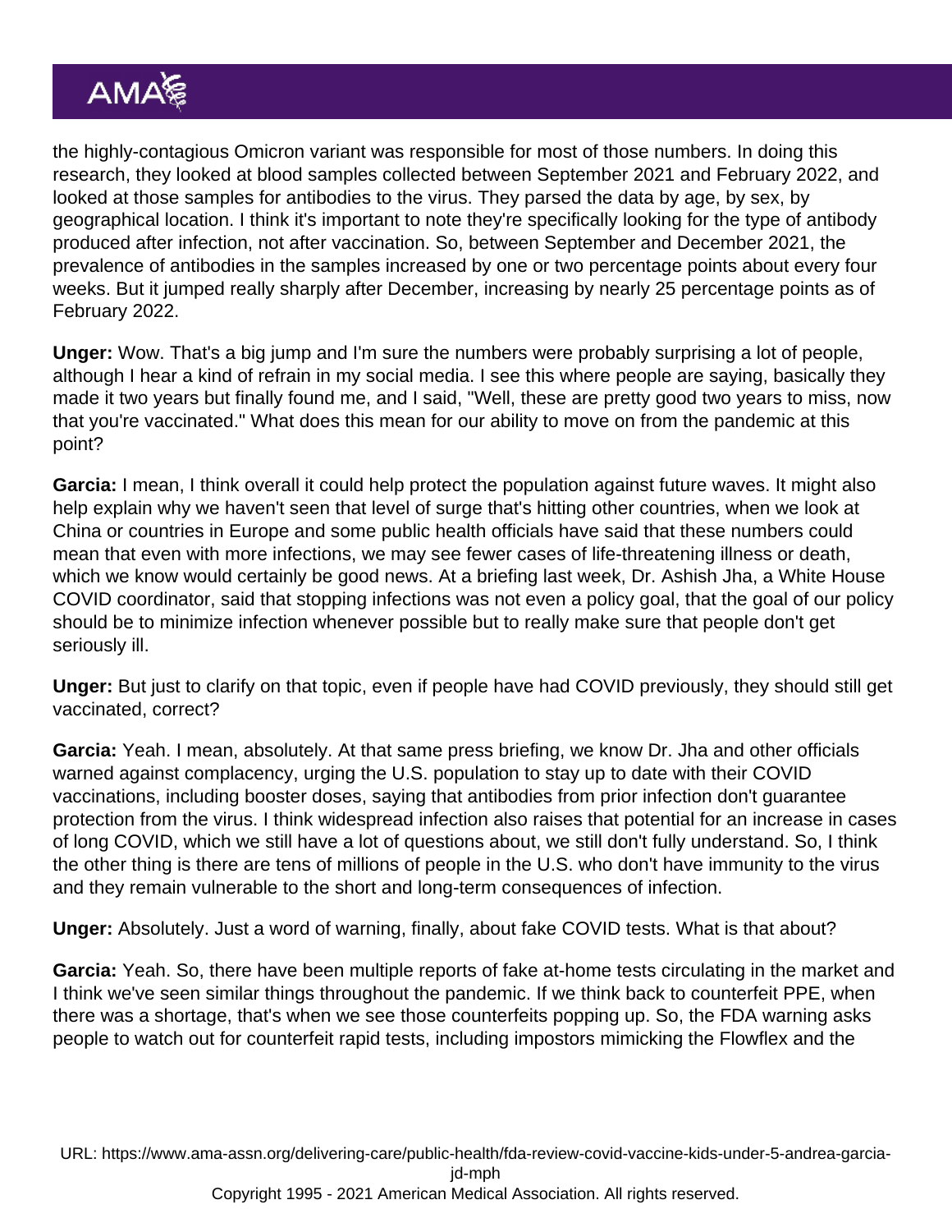the highly-contagious Omicron variant was responsible for most of those numbers. In doing this research, they looked at blood samples collected between September 2021 and February 2022, and looked at those samples for antibodies to the virus. They parsed the data by age, by sex, by geographical location. I think it's important to note they're specifically looking for the type of antibody produced after infection, not after vaccination. So, between September and December 2021, the prevalence of antibodies in the samples increased by one or two percentage points about every four weeks. But it jumped really sharply after December, increasing by nearly 25 percentage points as of February 2022.

**Unger:** Wow. That's a big jump and I'm sure the numbers were probably surprising a lot of people, although I hear a kind of refrain in my social media. I see this where people are saying, basically they made it two years but finally found me, and I said, "Well, these are pretty good two years to miss, now that you're vaccinated." What does this mean for our ability to move on from the pandemic at this point?

**Garcia:** I mean, I think overall it could help protect the population against future waves. It might also help explain why we haven't seen that level of surge that's hitting other countries, when we look at China or countries in Europe and some public health officials have said that these numbers could mean that even with more infections, we may see fewer cases of life-threatening illness or death, which we know would certainly be good news. At a briefing last week, Dr. Ashish Jha, a White House COVID coordinator, said that stopping infections was not even a policy goal, that the goal of our policy should be to minimize infection whenever possible but to really make sure that people don't get seriously ill.

**Unger:** But just to clarify on that topic, even if people have had COVID previously, they should still get vaccinated, correct?

**Garcia:** Yeah. I mean, absolutely. At that same press briefing, we know Dr. Jha and other officials warned against complacency, urging the U.S. population to stay up to date with their COVID vaccinations, including booster doses, saying that antibodies from prior infection don't guarantee protection from the virus. I think widespread infection also raises that potential for an increase in cases of long COVID, which we still have a lot of questions about, we still don't fully understand. So, I think the other thing is there are tens of millions of people in the U.S. who don't have immunity to the virus and they remain vulnerable to the short and long-term consequences of infection.

**Unger:** Absolutely. Just a word of warning, finally, about fake COVID tests. What is that about?

**Garcia:** Yeah. So, there have been multiple reports of fake at-home tests circulating in the market and I think we've seen similar things throughout the pandemic. If we think back to counterfeit PPE, when there was a shortage, that's when we see those counterfeits popping up. So, the FDA warning asks people to watch out for counterfeit rapid tests, including impostors mimicking the Flowflex and the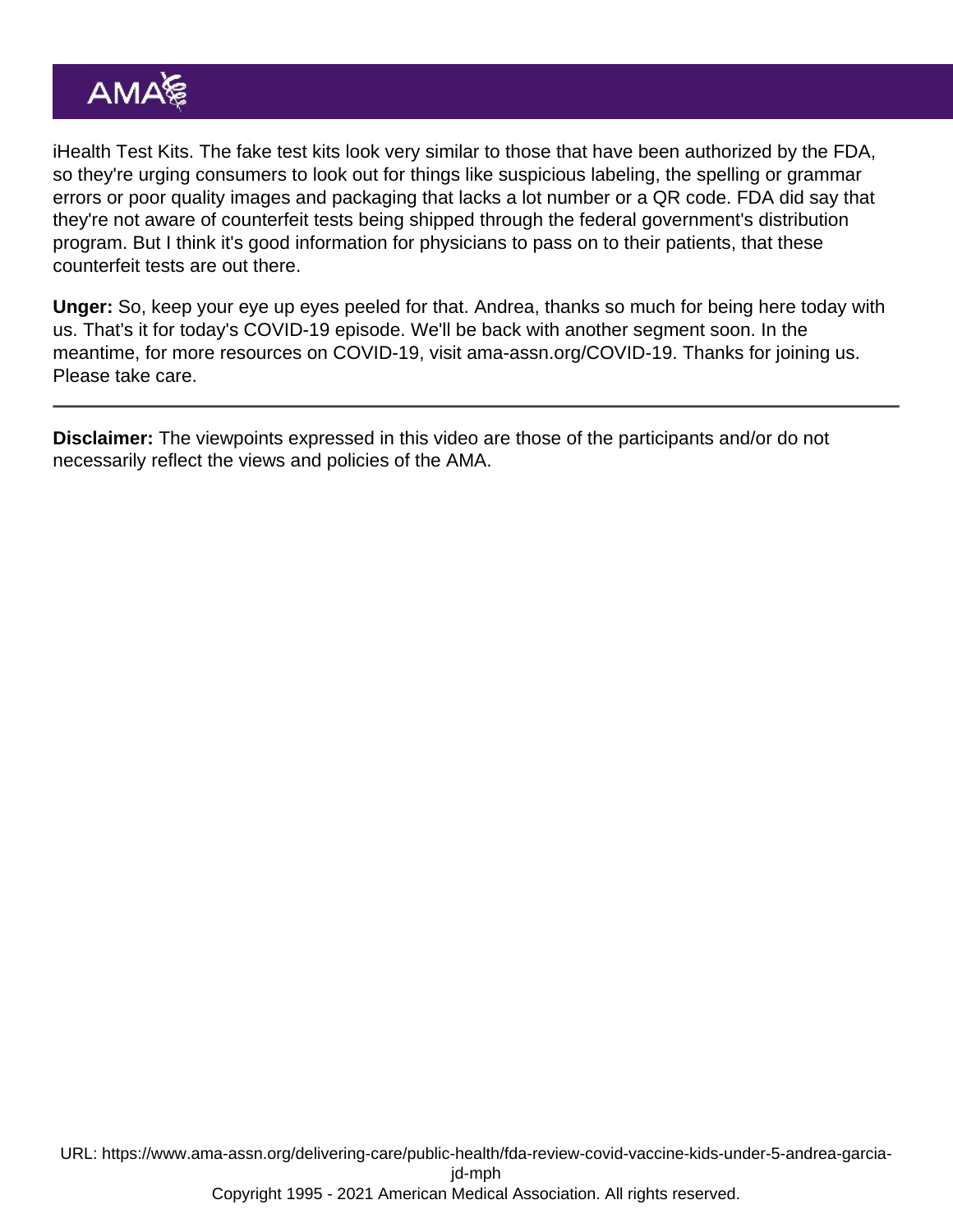iHealth Test Kits. The fake test kits look very similar to those that have been authorized by the FDA, so they're urging consumers to look out for things like suspicious labeling, the spelling or grammar errors or poor quality images and packaging that lacks a lot number or a QR code. FDA did say that they're not aware of counterfeit tests being shipped through the federal government's distribution program. But I think it's good information for physicians to pass on to their patients, that these counterfeit tests are out there.

**Unger:** So, keep your eye up eyes peeled for that. Andrea, thanks so much for being here today with us. That's it for today's COVID-19 episode. We'll be back with another segment soon. In the meantime, for more resources on COVID-19, visit ama-assn.org/COVID-19. Thanks for joining us. Please take care.

---

**Disclaimer:** The viewpoints expressed in this video are those of the participants and/or do not necessarily reflect the views and policies of the AMA.